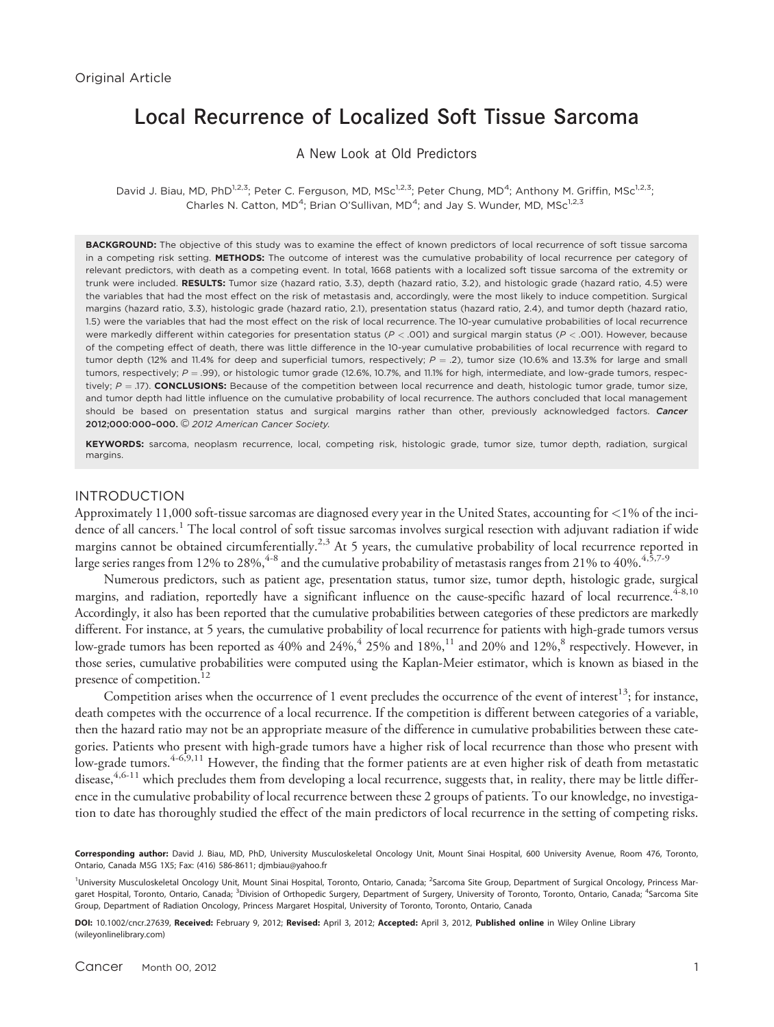Original Article

# Local Recurrence of Localized Soft Tissue Sarcoma

## A New Look at Old Predictors

David J. Biau, MD, PhD[1,2,3]; Peter C. Ferguson, MD, MSc[1,2,3]; Peter Chung, MD[4]; Anthony M. Griffin, MSc[1,2,3]; Charles N. Catton, MD[4]; Brian O'Sullivan, MD[4]; and Jay S. Wunder, MD, MSc[1,2,3]

**BACKGROUND:** The objective of this study was to examine the effect of known predictors of local recurrence of soft tissue sarcoma in a competing risk setting. **METHODS:** The outcome of interest was the cumulative probability of local recurrence per category of relevant predictors, with death as a competing event. In total, 1668 patients with a localized soft tissue sarcoma of the extremity or trunk were included. **RESULTS:** Tumor size (hazard ratio, 3.3), depth (hazard ratio, 3.2), and histologic grade (hazard ratio, 4.5) were the variables that had the most effect on the risk of metastasis and, accordingly, were the most likely to induce competition. Surgical margins (hazard ratio, 3.3), histologic grade (hazard ratio, 2.1), presentation status (hazard ratio, 2.4), and tumor depth (hazard ratio, 1.5) were the variables that had the most effect on the risk of local recurrence. The 10-year cumulative probabilities of local recurrence were markedly different within categories for presentation status ($P < .001$) and surgical margin status ($P < .001$). However, because of the competing effect of death, there was little difference in the 10-year cumulative probabilities of local recurrence with regard to tumor depth (12% and 11.4% for deep and superficial tumors, respectively; $P = .2$), tumor size (10.6% and 13.3% for large and small tumors, respectively; $P = .99$), or histologic tumor grade (12.6%, 10.7%, and 11.1% for high, intermediate, and low-grade tumors, respectively; $P = .17$). **CONCLUSIONS:** Because of the competition between local recurrence and death, histologic tumor grade, tumor size, and tumor depth had little influence on the cumulative probability of local recurrence. The authors concluded that local management should be based on presentation status and surgical margins rather than other, previously acknowledged factors. ***Cancer*** **2012;000:000–000.** *© 2012 American Cancer Society.*

**KEYWORDS:** sarcoma, neoplasm recurrence, local, competing risk, histologic grade, tumor size, tumor depth, radiation, surgical margins.

## INTRODUCTION

Approximately 11,000 soft-tissue sarcomas are diagnosed every year in the United States, accounting for <1% of the incidence of all cancers.[1] The local control of soft tissue sarcomas involves surgical resection with adjuvant radiation if wide margins cannot be obtained circumferentially.[2,3] At 5 years, the cumulative probability of local recurrence reported in large series ranges from 12% to 28%,[4-8] and the cumulative probability of metastasis ranges from 21% to 40%.[4,5,7-9]

Numerous predictors, such as patient age, presentation status, tumor size, tumor depth, histologic grade, surgical margins, and radiation, reportedly have a significant influence on the cause-specific hazard of local recurrence.[4-8,10] Accordingly, it also has been reported that the cumulative probabilities between categories of these predictors are markedly different. For instance, at 5 years, the cumulative probability of local recurrence for patients with high-grade tumors versus low-grade tumors has been reported as 40% and 24%,[4] 25% and 18%,[11] and 20% and 12%,[8] respectively. However, in those series, cumulative probabilities were computed using the Kaplan-Meier estimator, which is known as biased in the presence of competition.[12]

Competition arises when the occurrence of 1 event precludes the occurrence of the event of interest[13]; for instance, death competes with the occurrence of a local recurrence. If the competition is different between categories of a variable, then the hazard ratio may not be an appropriate measure of the difference in cumulative probabilities between these categories. Patients who present with high-grade tumors have a higher risk of local recurrence than those who present with low-grade tumors.[4-6,9,11] However, the finding that the former patients are at even higher risk of death from metastatic disease,[4,6-11] which precludes them from developing a local recurrence, suggests that, in reality, there may be little difference in the cumulative probability of local recurrence between these 2 groups of patients. To our knowledge, no investigation to date has thoroughly studied the effect of the main predictors of local recurrence in the setting of competing risks.

**Corresponding author:** David J. Biau, MD, PhD, University Musculoskeletal Oncology Unit, Mount Sinai Hospital, 600 University Avenue, Room 476, Toronto, Ontario, Canada M5G 1X5; Fax: (416) 586-8611; djmbiau@yahoo.fr

[1]University Musculoskeletal Oncology Unit, Mount Sinai Hospital, Toronto, Ontario, Canada; [2]Sarcoma Site Group, Department of Surgical Oncology, Princess Margaret Hospital, Toronto, Ontario, Canada; [3]Division of Orthopedic Surgery, Department of Surgery, University of Toronto, Toronto, Ontario, Canada; [4]Sarcoma Site Group, Department of Radiation Oncology, Princess Margaret Hospital, University of Toronto, Toronto, Ontario, Canada

**DOI:** 10.1002/cncr.27639, **Received:** February 9, 2012; **Revised:** April 3, 2012; **Accepted:** April 3, 2012, **Published online** in Wiley Online Library (wileyonlinelibrary.com)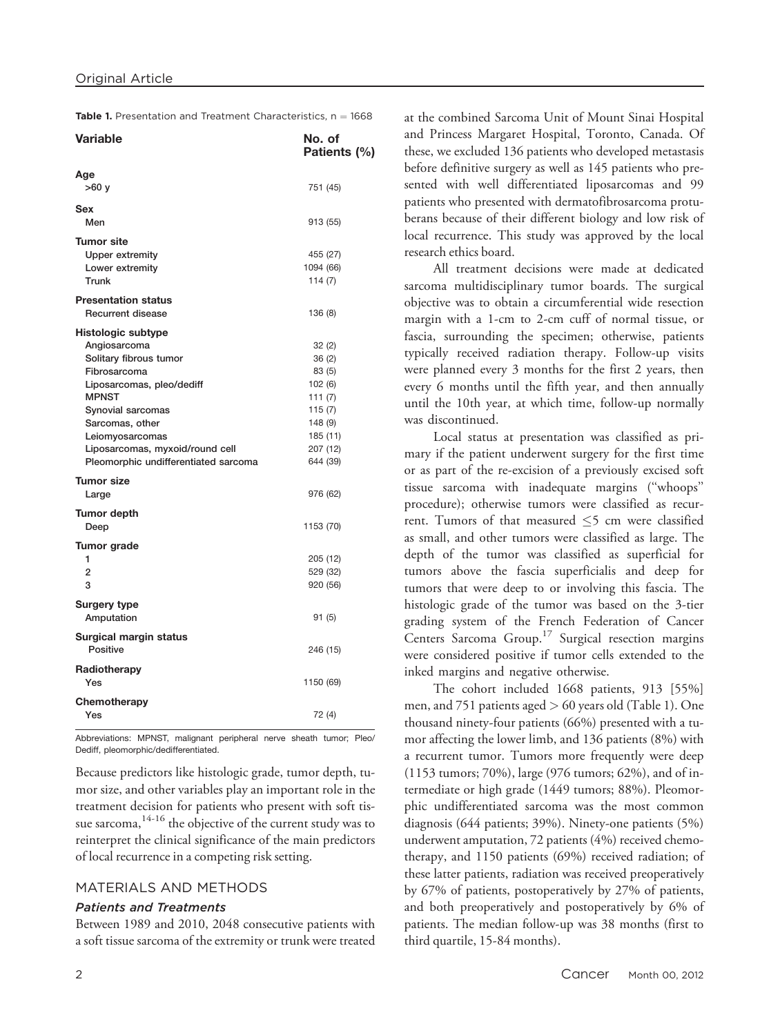**Table 1.** Presentation and Treatment Characteristics, n = 1668

| Variable | No. of Patients (%) |
|---|---|
| **Age** | |
| >60 y | 751 (45) |
| **Sex** | |
| Men | 913 (55) |
| **Tumor site** | |
| Upper extremity | 455 (27) |
| Lower extremity | 1094 (66) |
| Trunk | 114 (7) |
| **Presentation status** | |
| Recurrent disease | 136 (8) |
| **Histologic subtype** | |
| Angiosarcoma | 32 (2) |
| Solitary fibrous tumor | 36 (2) |
| Fibrosarcoma | 83 (5) |
| Liposarcomas, pleo/dediff | 102 (6) |
| MPNST | 111 (7) |
| Synovial sarcomas | 115 (7) |
| Sarcomas, other | 148 (9) |
| Leiomyosarcomas | 185 (11) |
| Liposarcomas, myxoid/round cell | 207 (12) |
| Pleomorphic undifferentiated sarcoma | 644 (39) |
| **Tumor size** | |
| Large | 976 (62) |
| **Tumor depth** | |
| Deep | 1153 (70) |
| **Tumor grade** | |
| 1 | 205 (12) |
| 2 | 529 (32) |
| 3 | 920 (56) |
| **Surgery type** | |
| Amputation | 91 (5) |
| **Surgical margin status** | |
| Positive | 246 (15) |
| **Radiotherapy** | |
| Yes | 1150 (69) |
| **Chemotherapy** | |
| Yes | 72 (4) |

Abbreviations: MPNST, malignant peripheral nerve sheath tumor; Pleo/Dediff, pleomorphic/dedifferentiated.

Because predictors like histologic grade, tumor depth, tumor size, and other variables play an important role in the treatment decision for patients who present with soft tissue sarcoma,[14-16] the objective of the current study was to reinterpret the clinical significance of the main predictors of local recurrence in a competing risk setting.

## MATERIALS AND METHODS

### *Patients and Treatments*

Between 1989 and 2010, 2048 consecutive patients with a soft tissue sarcoma of the extremity or trunk were treated at the combined Sarcoma Unit of Mount Sinai Hospital and Princess Margaret Hospital, Toronto, Canada. Of these, we excluded 136 patients who developed metastasis before definitive surgery as well as 145 patients who presented with well differentiated liposarcomas and 99 patients who presented with dermatofibrosarcoma protuberans because of their different biology and low risk of local recurrence. This study was approved by the local research ethics board.

All treatment decisions were made at dedicated sarcoma multidisciplinary tumor boards. The surgical objective was to obtain a circumferential wide resection margin with a 1-cm to 2-cm cuff of normal tissue, or fascia, surrounding the specimen; otherwise, patients typically received radiation therapy. Follow-up visits were planned every 3 months for the first 2 years, then every 6 months until the fifth year, and then annually until the 10th year, at which time, follow-up normally was discontinued.

Local status at presentation was classified as primary if the patient underwent surgery for the first time or as part of the re-excision of a previously excised soft tissue sarcoma with inadequate margins ("whoops" procedure); otherwise tumors were classified as recurrent. Tumors of that measured $\leq$5 cm were classified as small, and other tumors were classified as large. The depth of the tumor was classified as superficial for tumors above the fascia superficialis and deep for tumors that were deep to or involving this fascia. The histologic grade of the tumor was based on the 3-tier grading system of the French Federation of Cancer Centers Sarcoma Group.[17] Surgical resection margins were considered positive if tumor cells extended to the inked margins and negative otherwise.

The cohort included 1668 patients, 913 [55%] men, and 751 patients aged > 60 years old (Table 1). One thousand ninety-four patients (66%) presented with a tumor affecting the lower limb, and 136 patients (8%) with a recurrent tumor. Tumors more frequently were deep (1153 tumors; 70%), large (976 tumors; 62%), and of intermediate or high grade (1449 tumors; 88%). Pleomorphic undifferentiated sarcoma was the most common diagnosis (644 patients; 39%). Ninety-one patients (5%) underwent amputation, 72 patients (4%) received chemotherapy, and 1150 patients (69%) received radiation; of these latter patients, radiation was received preoperatively by 67% of patients, postoperatively by 27% of patients, and both preoperatively and postoperatively by 6% of patients. The median follow-up was 38 months (first to third quartile, 15-84 months).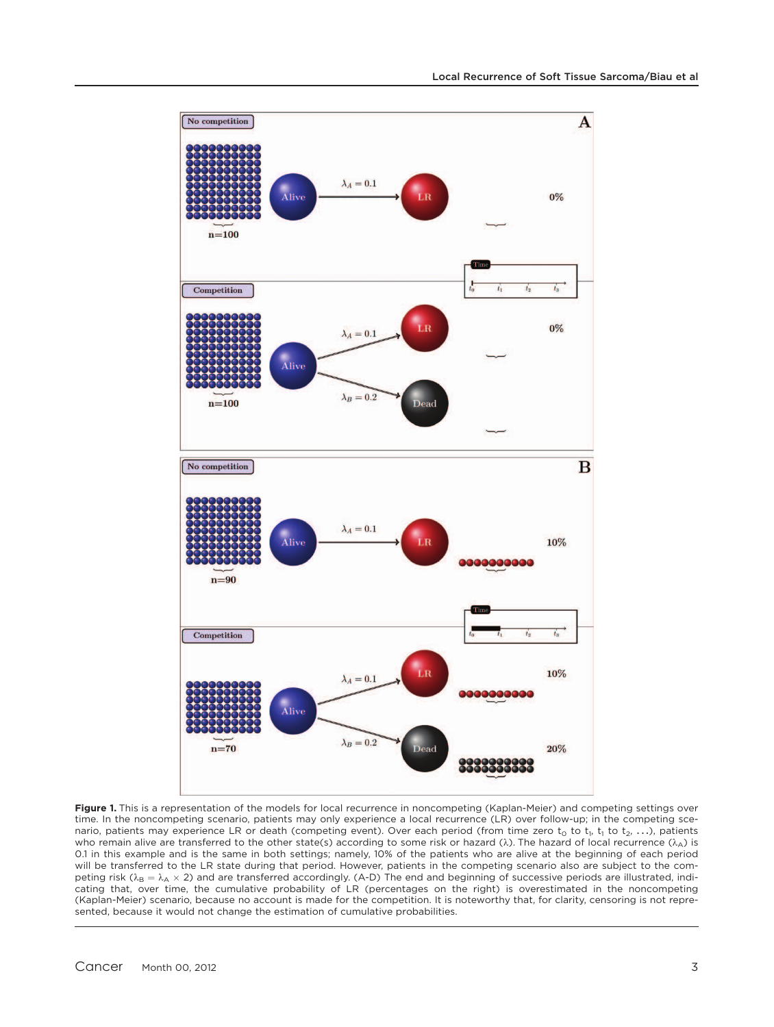**Figure 1.** This is a representation of the models for local recurrence in noncompeting (Kaplan-Meier) and competing settings over time. In the noncompeting scenario, patients may only experience a local recurrence (LR) over follow-up; in the competing scenario, patients may experience LR or death (competing event). Over each period (from time zero $t_0$ to $t_1$, $t_1$ to $t_2$, ...), patients who remain alive are transferred to the other state(s) according to some risk or hazard ($\lambda$). The hazard of local recurrence ($\lambda_A$) is 0.1 in this example and is the same in both settings; namely, 10% of the patients who are alive at the beginning of each period will be transferred to the LR state during that period. However, patients in the competing scenario also are subject to the competing risk ($\lambda_B = \lambda_A \times 2$) and are transferred accordingly. (A-D) The end and beginning of successive periods are illustrated, indicating that, over time, the cumulative probability of LR (percentages on the right) is overestimated in the noncompeting (Kaplan-Meier) scenario, because no account is made for the competition. It is noteworthy that, for clarity, censoring is not represented, because it would not change the estimation of cumulative probabilities.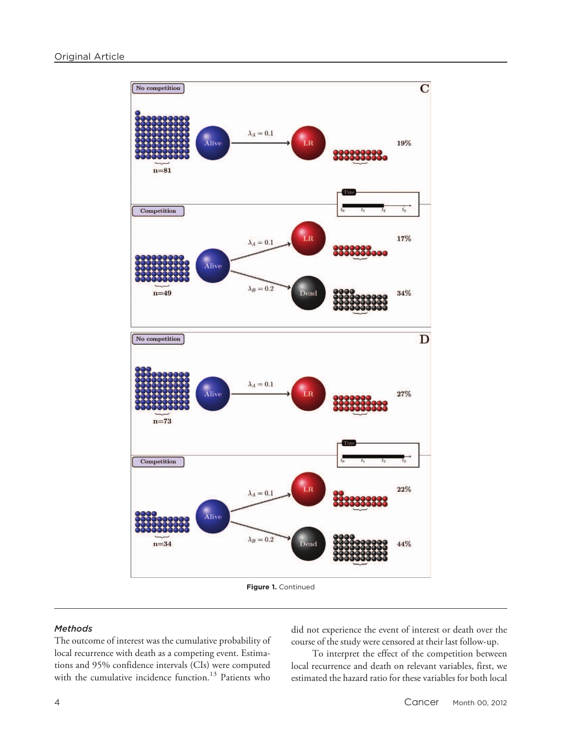**Figure 1.** Continued

*Methods*

The outcome of interest was the cumulative probability of local recurrence with death as a competing event. Estimations and 95% confidence intervals (CIs) were computed with the cumulative incidence function.[13] Patients who did not experience the event of interest or death over the course of the study were censored at their last follow-up.

To interpret the effect of the competition between local recurrence and death on relevant variables, first, we estimated the hazard ratio for these variables for both local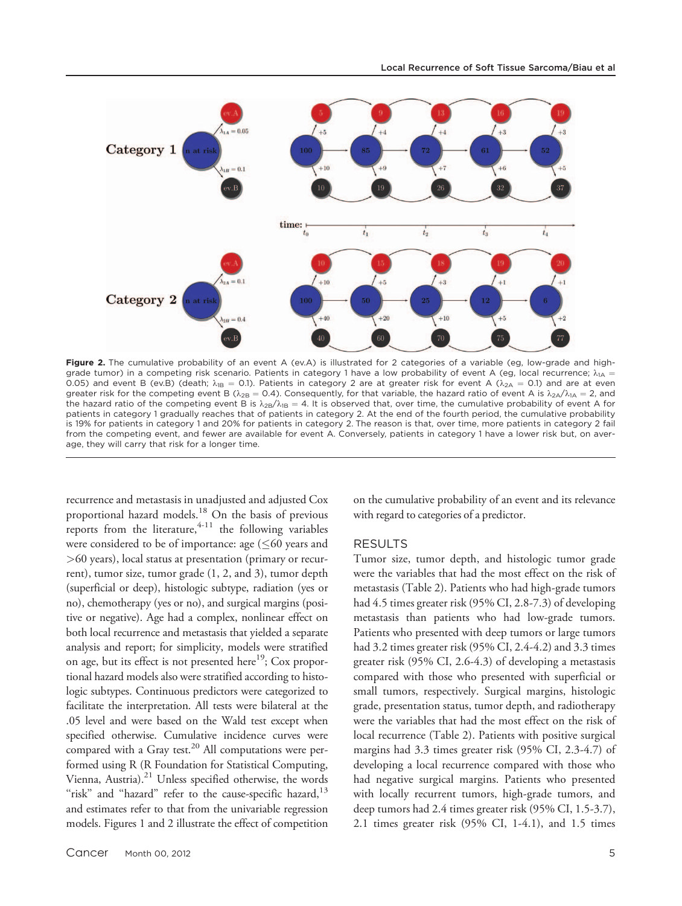**Figure 2.** The cumulative probability of an event A (ev.A) is illustrated for 2 categories of a variable (eg, low-grade and high-grade tumor) in a competing risk scenario. Patients in category 1 have a low probability of event A (eg, local recurrence; $\lambda_{1A}$ = 0.05) and event B (ev.B) (death; $\lambda_{1B}$ = 0.1). Patients in category 2 are at greater risk for event A ($\lambda_{2A}$ = 0.1) and are at even greater risk for the competing event B ($\lambda_{2B}$ = 0.4). Consequently, for that variable, the hazard ratio of event A is $\lambda_{2A}/\lambda_{1A}$ = 2, and the hazard ratio of the competing event B is $\lambda_{2B}/\lambda_{1B}$ = 4. It is observed that, over time, the cumulative probability of event A for patients in category 1 gradually reaches that of patients in category 2. At the end of the fourth period, the cumulative probability is 19% for patients in category 1 and 20% for patients in category 2. The reason is that, over time, more patients in category 2 fail from the competing event, and fewer are available for event A. Conversely, patients in category 1 have a lower risk but, on average, they will carry that risk for a longer time.

recurrence and metastasis in unadjusted and adjusted Cox proportional hazard models.[18] On the basis of previous reports from the literature,[4-11] the following variables were considered to be of importance: age (≤60 years and >60 years), local status at presentation (primary or recurrent), tumor size, tumor grade (1, 2, and 3), tumor depth (superficial or deep), histologic subtype, radiation (yes or no), chemotherapy (yes or no), and surgical margins (positive or negative). Age had a complex, nonlinear effect on both local recurrence and metastasis that yielded a separate analysis and report; for simplicity, models were stratified on age, but its effect is not presented here[19]; Cox proportional hazard models also were stratified according to histologic subtypes. Continuous predictors were categorized to facilitate the interpretation. All tests were bilateral at the .05 level and were based on the Wald test except when specified otherwise. Cumulative incidence curves were compared with a Gray test.[20] All computations were performed using R (R Foundation for Statistical Computing, Vienna, Austria).[21] Unless specified otherwise, the words "risk" and "hazard" refer to the cause-specific hazard,[13] and estimates refer to that from the univariable regression models. Figures 1 and 2 illustrate the effect of competition on the cumulative probability of an event and its relevance with regard to categories of a predictor.

## RESULTS

Tumor size, tumor depth, and histologic tumor grade were the variables that had the most effect on the risk of metastasis (Table 2). Patients who had high-grade tumors had 4.5 times greater risk (95% CI, 2.8-7.3) of developing metastasis than patients who had low-grade tumors. Patients who presented with deep tumors or large tumors had 3.2 times greater risk (95% CI, 2.4-4.2) and 3.3 times greater risk (95% CI, 2.6-4.3) of developing a metastasis compared with those who presented with superficial or small tumors, respectively. Surgical margins, histologic grade, presentation status, tumor depth, and radiotherapy were the variables that had the most effect on the risk of local recurrence (Table 2). Patients with positive surgical margins had 3.3 times greater risk (95% CI, 2.3-4.7) of developing a local recurrence compared with those who had negative surgical margins. Patients who presented with locally recurrent tumors, high-grade tumors, and deep tumors had 2.4 times greater risk (95% CI, 1.5-3.7), 2.1 times greater risk (95% CI, 1-4.1), and 1.5 times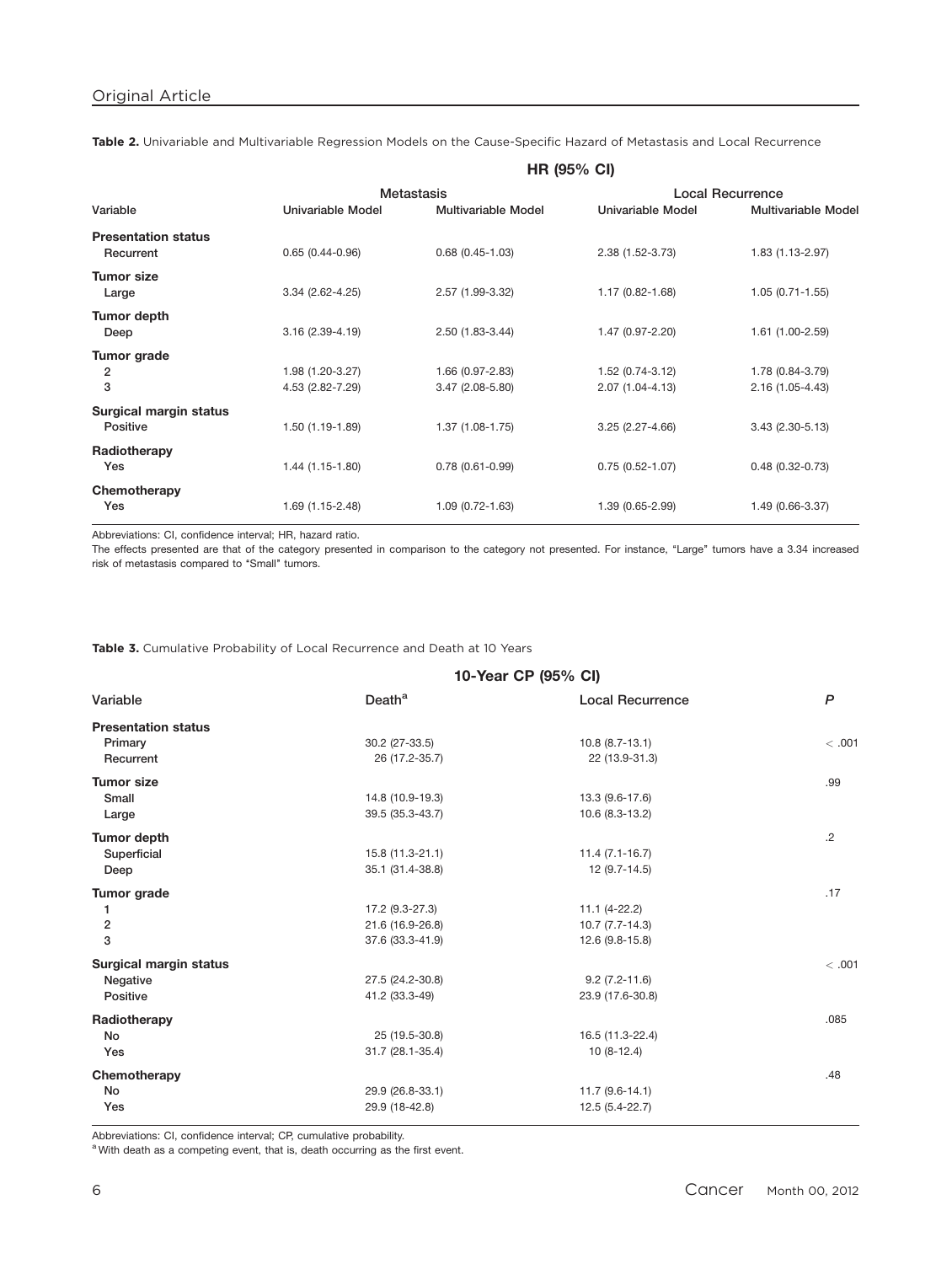**Table 2.** Univariable and Multivariable Regression Models on the Cause-Specific Hazard of Metastasis and Local Recurrence

| | HR (95% CI) | | | |
|---|---|---|---|---|
| | Metastasis | | Local Recurrence | |
| Variable | Univariable Model | Multivariable Model | Univariable Model | Multivariable Model |
| **Presentation status** | | | | |
| Recurrent | 0.65 (0.44-0.96) | 0.68 (0.45-1.03) | 2.38 (1.52-3.73) | 1.83 (1.13-2.97) |
| **Tumor size** | | | | |
| Large | 3.34 (2.62-4.25) | 2.57 (1.99-3.32) | 1.17 (0.82-1.68) | 1.05 (0.71-1.55) |
| **Tumor depth** | | | | |
| Deep | 3.16 (2.39-4.19) | 2.50 (1.83-3.44) | 1.47 (0.97-2.20) | 1.61 (1.00-2.59) |
| **Tumor grade** | | | | |
| 2 | 1.98 (1.20-3.27) | 1.66 (0.97-2.83) | 1.52 (0.74-3.12) | 1.78 (0.84-3.79) |
| 3 | 4.53 (2.82-7.29) | 3.47 (2.08-5.80) | 2.07 (1.04-4.13) | 2.16 (1.05-4.43) |
| **Surgical margin status** | | | | |
| Positive | 1.50 (1.19-1.89) | 1.37 (1.08-1.75) | 3.25 (2.27-4.66) | 3.43 (2.30-5.13) |
| **Radiotherapy** | | | | |
| Yes | 1.44 (1.15-1.80) | 0.78 (0.61-0.99) | 0.75 (0.52-1.07) | 0.48 (0.32-0.73) |
| **Chemotherapy** | | | | |
| Yes | 1.69 (1.15-2.48) | 1.09 (0.72-1.63) | 1.39 (0.65-2.99) | 1.49 (0.66-3.37) |

Abbreviations: CI, confidence interval; HR, hazard ratio.

The effects presented are that of the category presented in comparison to the category not presented. For instance, "Large" tumors have a 3.34 increased risk of metastasis compared to "Small" tumors.

**Table 3.** Cumulative Probability of Local Recurrence and Death at 10 Years

| | 10-Year CP (95% CI) | | |
|---|---|---|---|
| Variable | Death[a] | Local Recurrence | *P* |
| **Presentation status** | | | |
| Primary | 30.2 (27-33.5) | 10.8 (8.7-13.1) | < .001 |
| Recurrent | 26 (17.2-35.7) | 22 (13.9-31.3) | |
| **Tumor size** | | | .99 |
| Small | 14.8 (10.9-19.3) | 13.3 (9.6-17.6) | |
| Large | 39.5 (35.3-43.7) | 10.6 (8.3-13.2) | |
| **Tumor depth** | | | .2 |
| Superficial | 15.8 (11.3-21.1) | 11.4 (7.1-16.7) | |
| Deep | 35.1 (31.4-38.8) | 12 (9.7-14.5) | |
| **Tumor grade** | | | .17 |
| 1 | 17.2 (9.3-27.3) | 11.1 (4-22.2) | |
| 2 | 21.6 (16.9-26.8) | 10.7 (7.7-14.3) | |
| 3 | 37.6 (33.3-41.9) | 12.6 (9.8-15.8) | |
| **Surgical margin status** | | | < .001 |
| Negative | 27.5 (24.2-30.8) | 9.2 (7.2-11.6) | |
| Positive | 41.2 (33.3-49) | 23.9 (17.6-30.8) | |
| **Radiotherapy** | | | .085 |
| No | 25 (19.5-30.8) | 16.5 (11.3-22.4) | |
| Yes | 31.7 (28.1-35.4) | 10 (8-12.4) | |
| **Chemotherapy** | | | .48 |
| No | 29.9 (26.8-33.1) | 11.7 (9.6-14.1) | |
| Yes | 29.9 (18-42.8) | 12.5 (5.4-22.7) | |

Abbreviations: CI, confidence interval; CP, cumulative probability.

[a] With death as a competing event, that is, death occurring as the first event.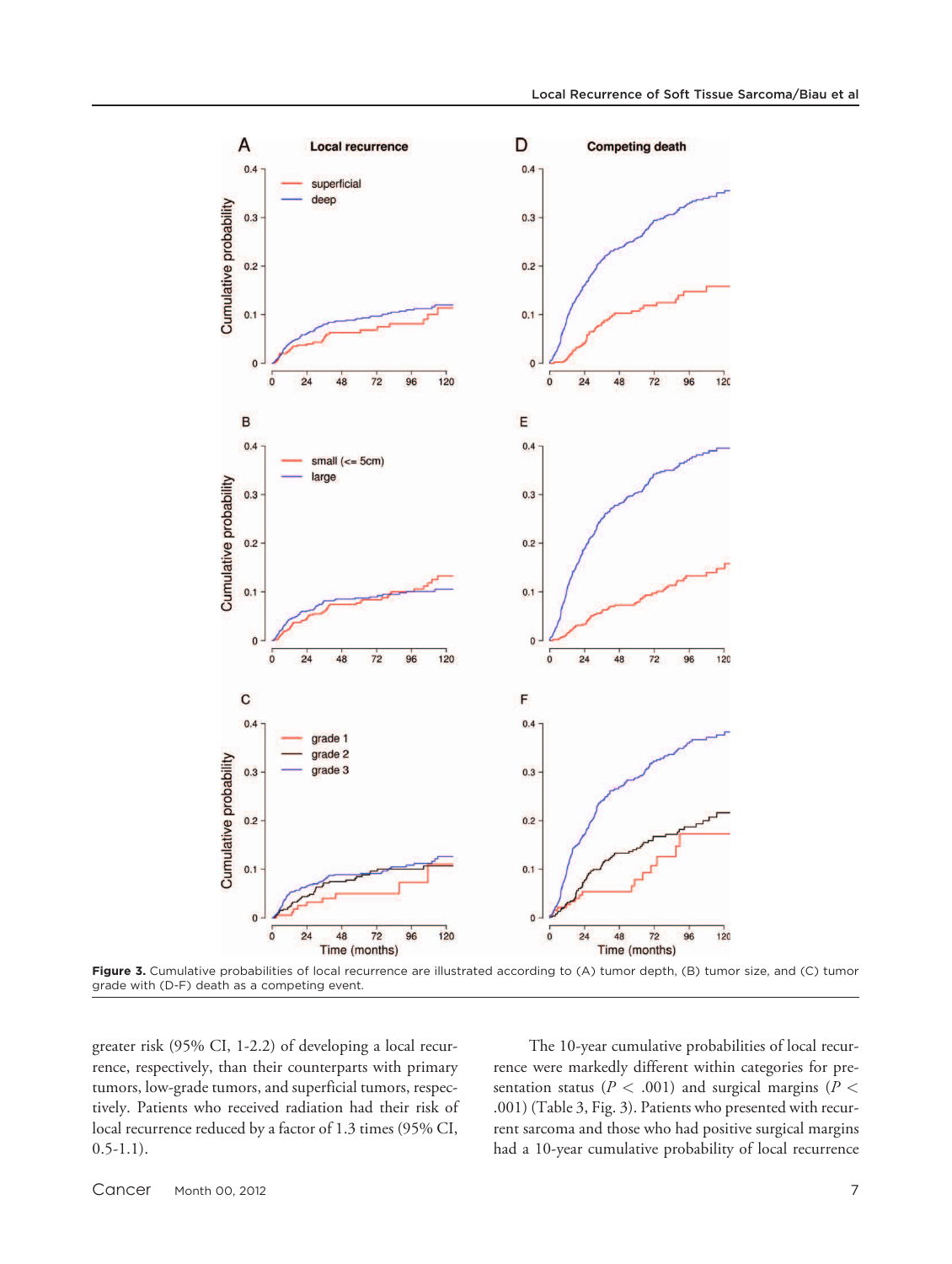Figure 3. Cumulative probabilities of local recurrence are illustrated according to (A) tumor depth, (B) tumor size, and (C) tumor grade with (D-F) death as a competing event.

greater risk (95% CI, 1-2.2) of developing a local recurrence, respectively, than their counterparts with primary tumors, low-grade tumors, and superficial tumors, respectively. Patients who received radiation had their risk of local recurrence reduced by a factor of 1.3 times (95% CI, 0.5-1.1).

The 10-year cumulative probabilities of local recurrence were markedly different within categories for presentation status ($P < .001$) and surgical margins ($P < .001$) (Table 3, Fig. 3). Patients who presented with recurrent sarcoma and those who had positive surgical margins had a 10-year cumulative probability of local recurrence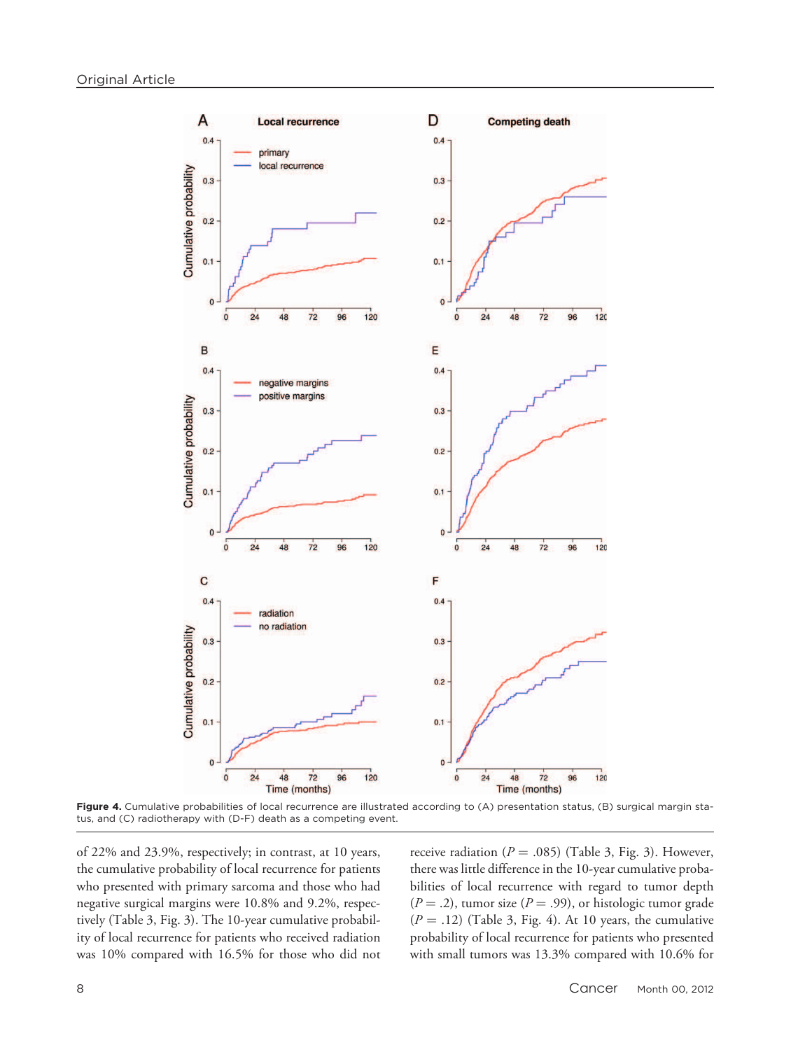**Figure 4.** Cumulative probabilities of local recurrence are illustrated according to (A) presentation status, (B) surgical margin status, and (C) radiotherapy with (D-F) death as a competing event.

of 22% and 23.9%, respectively; in contrast, at 10 years, the cumulative probability of local recurrence for patients who presented with primary sarcoma and those who had negative surgical margins were 10.8% and 9.2%, respectively (Table 3, Fig. 3). The 10-year cumulative probability of local recurrence for patients who received radiation was 10% compared with 16.5% for those who did not receive radiation ($P = .085$) (Table 3, Fig. 3). However, there was little difference in the 10-year cumulative probabilities of local recurrence with regard to tumor depth ($P = .2$), tumor size ($P = .99$), or histologic tumor grade ($P = .12$) (Table 3, Fig. 4). At 10 years, the cumulative probability of local recurrence for patients who presented with small tumors was 13.3% compared with 10.6% for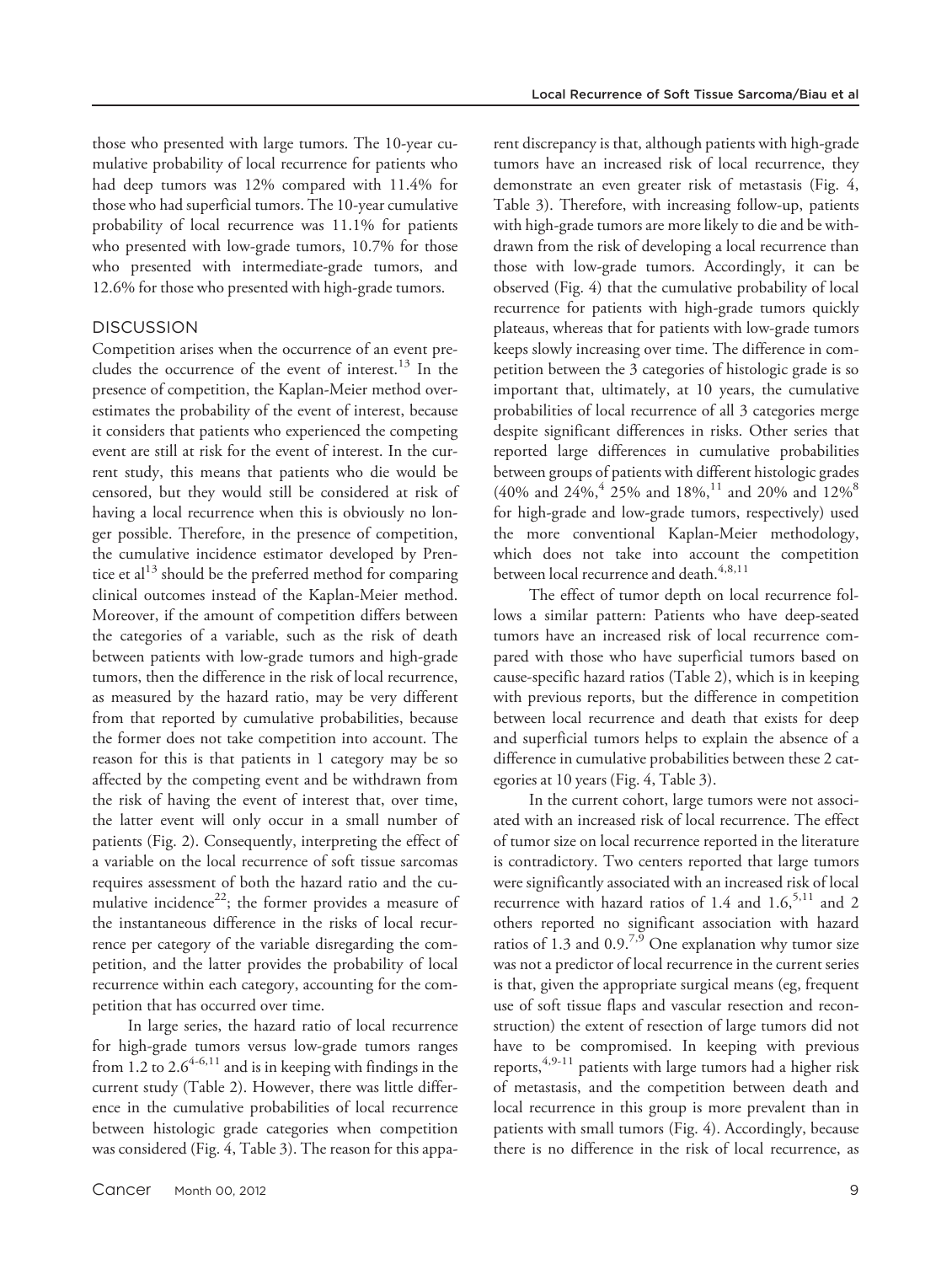those who presented with large tumors. The 10-year cumulative probability of local recurrence for patients who had deep tumors was 12% compared with 11.4% for those who had superficial tumors. The 10-year cumulative probability of local recurrence was 11.1% for patients who presented with low-grade tumors, 10.7% for those who presented with intermediate-grade tumors, and 12.6% for those who presented with high-grade tumors.

## DISCUSSION

Competition arises when the occurrence of an event precludes the occurrence of the event of interest.[13] In the presence of competition, the Kaplan-Meier method overestimates the probability of the event of interest, because it considers that patients who experienced the competing event are still at risk for the event of interest. In the current study, this means that patients who die would be censored, but they would still be considered at risk of having a local recurrence when this is obviously no longer possible. Therefore, in the presence of competition, the cumulative incidence estimator developed by Prentice et al[13] should be the preferred method for comparing clinical outcomes instead of the Kaplan-Meier method. Moreover, if the amount of competition differs between the categories of a variable, such as the risk of death between patients with low-grade tumors and high-grade tumors, then the difference in the risk of local recurrence, as measured by the hazard ratio, may be very different from that reported by cumulative probabilities, because the former does not take competition into account. The reason for this is that patients in 1 category may be so affected by the competing event and be withdrawn from the risk of having the event of interest that, over time, the latter event will only occur in a small number of patients (Fig. 2). Consequently, interpreting the effect of a variable on the local recurrence of soft tissue sarcomas requires assessment of both the hazard ratio and the cumulative incidence[22]; the former provides a measure of the instantaneous difference in the risks of local recurrence per category of the variable disregarding the competition, and the latter provides the probability of local recurrence within each category, accounting for the competition that has occurred over time.

In large series, the hazard ratio of local recurrence for high-grade tumors versus low-grade tumors ranges from 1.2 to 2.6[4-6,11] and is in keeping with findings in the current study (Table 2). However, there was little difference in the cumulative probabilities of local recurrence between histologic grade categories when competition was considered (Fig. 4, Table 3). The reason for this apparent discrepancy is that, although patients with high-grade tumors have an increased risk of local recurrence, they demonstrate an even greater risk of metastasis (Fig. 4, Table 3). Therefore, with increasing follow-up, patients with high-grade tumors are more likely to die and be withdrawn from the risk of developing a local recurrence than those with low-grade tumors. Accordingly, it can be observed (Fig. 4) that the cumulative probability of local recurrence for patients with high-grade tumors quickly plateaus, whereas that for patients with low-grade tumors keeps slowly increasing over time. The difference in competition between the 3 categories of histologic grade is so important that, ultimately, at 10 years, the cumulative probabilities of local recurrence of all 3 categories merge despite significant differences in risks. Other series that reported large differences in cumulative probabilities between groups of patients with different histologic grades (40% and 24%,[4] 25% and 18%,[11] and 20% and 12%[8] for high-grade and low-grade tumors, respectively) used the more conventional Kaplan-Meier methodology, which does not take into account the competition between local recurrence and death.[4,8,11]

The effect of tumor depth on local recurrence follows a similar pattern: Patients who have deep-seated tumors have an increased risk of local recurrence compared with those who have superficial tumors based on cause-specific hazard ratios (Table 2), which is in keeping with previous reports, but the difference in competition between local recurrence and death that exists for deep and superficial tumors helps to explain the absence of a difference in cumulative probabilities between these 2 categories at 10 years (Fig. 4, Table 3).

In the current cohort, large tumors were not associated with an increased risk of local recurrence. The effect of tumor size on local recurrence reported in the literature is contradictory. Two centers reported that large tumors were significantly associated with an increased risk of local recurrence with hazard ratios of 1.4 and 1.6,[5,11] and 2 others reported no significant association with hazard ratios of 1.3 and 0.9.[7,9] One explanation why tumor size was not a predictor of local recurrence in the current series is that, given the appropriate surgical means (eg, frequent use of soft tissue flaps and vascular resection and reconstruction) the extent of resection of large tumors did not have to be compromised. In keeping with previous reports,[4,9-11] patients with large tumors had a higher risk of metastasis, and the competition between death and local recurrence in this group is more prevalent than in patients with small tumors (Fig. 4). Accordingly, because there is no difference in the risk of local recurrence, as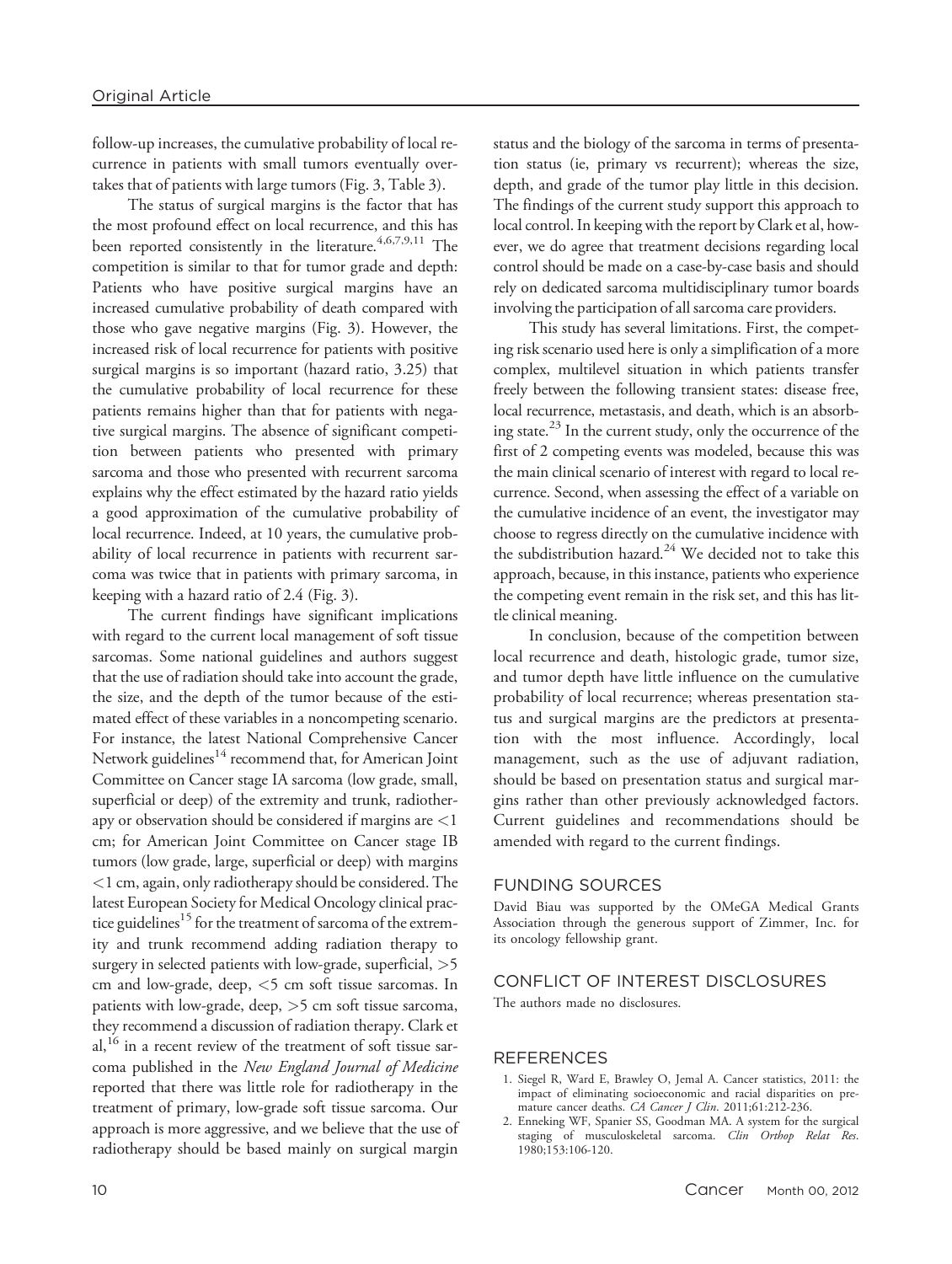follow-up increases, the cumulative probability of local recurrence in patients with small tumors eventually overtakes that of patients with large tumors (Fig. 3, Table 3).

The status of surgical margins is the factor that has the most profound effect on local recurrence, and this has been reported consistently in the literature.[4,6,7,9,11] The competition is similar to that for tumor grade and depth: Patients who have positive surgical margins have an increased cumulative probability of death compared with those who gave negative margins (Fig. 3). However, the increased risk of local recurrence for patients with positive surgical margins is so important (hazard ratio, 3.25) that the cumulative probability of local recurrence for these patients remains higher than that for patients with negative surgical margins. The absence of significant competition between patients who presented with primary sarcoma and those who presented with recurrent sarcoma explains why the effect estimated by the hazard ratio yields a good approximation of the cumulative probability of local recurrence. Indeed, at 10 years, the cumulative probability of local recurrence in patients with recurrent sarcoma was twice that in patients with primary sarcoma, in keeping with a hazard ratio of 2.4 (Fig. 3).

The current findings have significant implications with regard to the current local management of soft tissue sarcomas. Some national guidelines and authors suggest that the use of radiation should take into account the grade, the size, and the depth of the tumor because of the estimated effect of these variables in a noncompeting scenario. For instance, the latest National Comprehensive Cancer Network guidelines[14] recommend that, for American Joint Committee on Cancer stage IA sarcoma (low grade, small, superficial or deep) of the extremity and trunk, radiotherapy or observation should be considered if margins are <1 cm; for American Joint Committee on Cancer stage IB tumors (low grade, large, superficial or deep) with margins <1 cm, again, only radiotherapy should be considered. The latest European Society for Medical Oncology clinical practice guidelines[15] for the treatment of sarcoma of the extremity and trunk recommend adding radiation therapy to surgery in selected patients with low-grade, superficial, >5 cm and low-grade, deep, <5 cm soft tissue sarcomas. In patients with low-grade, deep, >5 cm soft tissue sarcoma, they recommend a discussion of radiation therapy. Clark et al,[16] in a recent review of the treatment of soft tissue sarcoma published in the *New England Journal of Medicine* reported that there was little role for radiotherapy in the treatment of primary, low-grade soft tissue sarcoma. Our approach is more aggressive, and we believe that the use of radiotherapy should be based mainly on surgical margin status and the biology of the sarcoma in terms of presentation status (ie, primary vs recurrent); whereas the size, depth, and grade of the tumor play little in this decision. The findings of the current study support this approach to local control. In keeping with the report by Clark et al, however, we do agree that treatment decisions regarding local control should be made on a case-by-case basis and should rely on dedicated sarcoma multidisciplinary tumor boards involving the participation of all sarcoma care providers.

This study has several limitations. First, the competing risk scenario used here is only a simplification of a more complex, multilevel situation in which patients transfer freely between the following transient states: disease free, local recurrence, metastasis, and death, which is an absorbing state.[23] In the current study, only the occurrence of the first of 2 competing events was modeled, because this was the main clinical scenario of interest with regard to local recurrence. Second, when assessing the effect of a variable on the cumulative incidence of an event, the investigator may choose to regress directly on the cumulative incidence with the subdistribution hazard.[24] We decided not to take this approach, because, in this instance, patients who experience the competing event remain in the risk set, and this has little clinical meaning.

In conclusion, because of the competition between local recurrence and death, histologic grade, tumor size, and tumor depth have little influence on the cumulative probability of local recurrence; whereas presentation status and surgical margins are the predictors at presentation with the most influence. Accordingly, local management, such as the use of adjuvant radiation, should be based on presentation status and surgical margins rather than other previously acknowledged factors. Current guidelines and recommendations should be amended with regard to the current findings.

## FUNDING SOURCES

David Biau was supported by the OMeGA Medical Grants Association through the generous support of Zimmer, Inc. for its oncology fellowship grant.

## CONFLICT OF INTEREST DISCLOSURES

The authors made no disclosures.

## REFERENCES

1. Siegel R, Ward E, Brawley O, Jemal A. Cancer statistics, 2011: the impact of eliminating socioeconomic and racial disparities on premature cancer deaths. *CA Cancer J Clin*. 2011;61:212-236.
2. Enneking WF, Spanier SS, Goodman MA. A system for the surgical staging of musculoskeletal sarcoma. *Clin Orthop Relat Res*. 1980;153:106-120.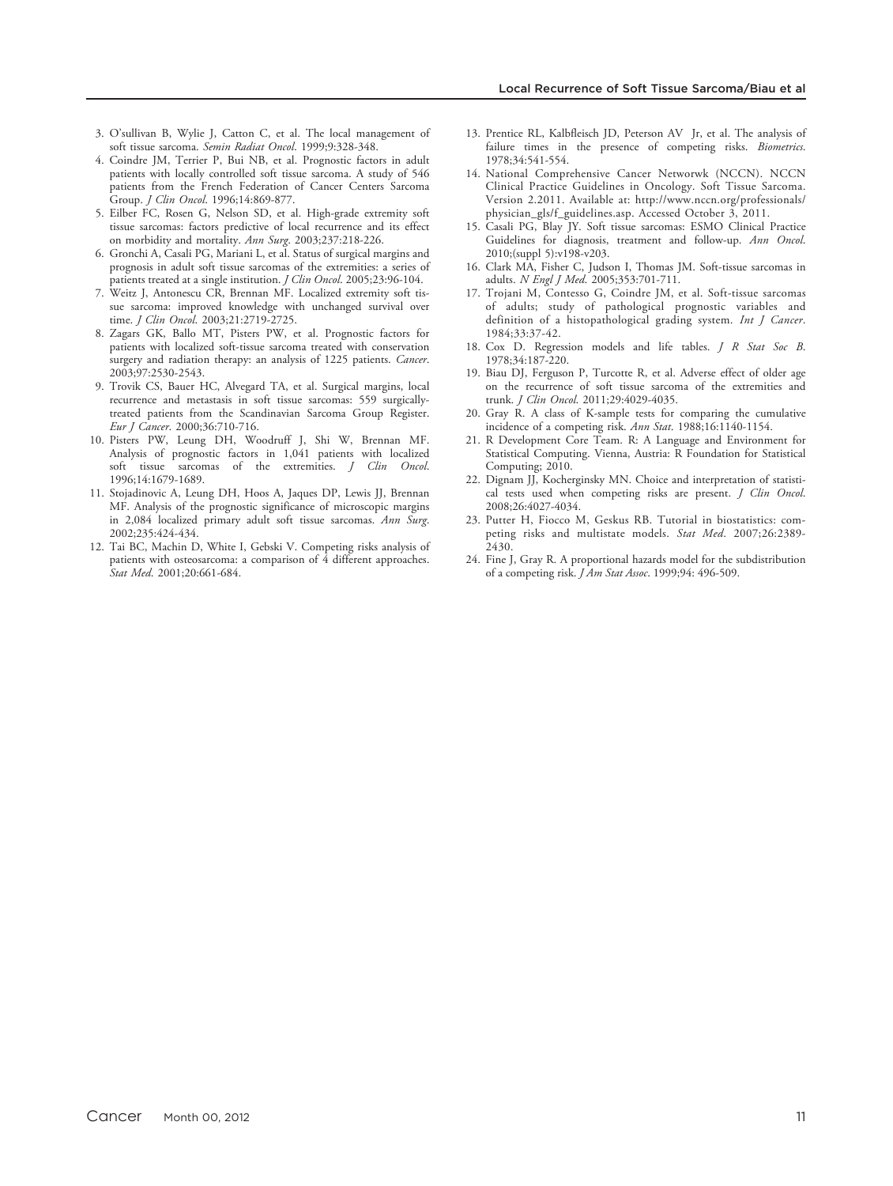3. O'sullivan B, Wylie J, Catton C, et al. The local management of soft tissue sarcoma. *Semin Radiat Oncol*. 1999;9:328-348.
4. Coindre JM, Terrier P, Bui NB, et al. Prognostic factors in adult patients with locally controlled soft tissue sarcoma. A study of 546 patients from the French Federation of Cancer Centers Sarcoma Group. *J Clin Oncol*. 1996;14:869-877.
5. Eilber FC, Rosen G, Nelson SD, et al. High-grade extremity soft tissue sarcomas: factors predictive of local recurrence and its effect on morbidity and mortality. *Ann Surg*. 2003;237:218-226.
6. Gronchi A, Casali PG, Mariani L, et al. Status of surgical margins and prognosis in adult soft tissue sarcomas of the extremities: a series of patients treated at a single institution. *J Clin Oncol*. 2005;23:96-104.
7. Weitz J, Antonescu CR, Brennan MF. Localized extremity soft tissue sarcoma: improved knowledge with unchanged survival over time. *J Clin Oncol*. 2003;21:2719-2725.
8. Zagars GK, Ballo MT, Pisters PW, et al. Prognostic factors for patients with localized soft-tissue sarcoma treated with conservation surgery and radiation therapy: an analysis of 1225 patients. *Cancer*. 2003;97:2530-2543.
9. Trovik CS, Bauer HC, Alvegard TA, et al. Surgical margins, local recurrence and metastasis in soft tissue sarcomas: 559 surgically-treated patients from the Scandinavian Sarcoma Group Register. *Eur J Cancer*. 2000;36:710-716.
10. Pisters PW, Leung DH, Woodruff J, Shi W, Brennan MF. Analysis of prognostic factors in 1,041 patients with localized soft tissue sarcomas of the extremities. *J Clin Oncol*. 1996;14:1679-1689.
11. Stojadinovic A, Leung DH, Hoos A, Jaques DP, Lewis JJ, Brennan MF. Analysis of the prognostic significance of microscopic margins in 2,084 localized primary adult soft tissue sarcomas. *Ann Surg*. 2002;235:424-434.
12. Tai BC, Machin D, White I, Gebski V. Competing risks analysis of patients with osteosarcoma: a comparison of 4 different approaches. *Stat Med*. 2001;20:661-684.
13. Prentice RL, Kalbfleisch JD, Peterson AV Jr, et al. The analysis of failure times in the presence of competing risks. *Biometrics*. 1978;34:541-554.
14. National Comprehensive Cancer Networwk (NCCN). NCCN Clinical Practice Guidelines in Oncology. Soft Tissue Sarcoma. Version 2.2011. Available at: http://www.nccn.org/professionals/physician_gls/f_guidelines.asp. Accessed October 3, 2011.
15. Casali PG, Blay JY. Soft tissue sarcomas: ESMO Clinical Practice Guidelines for diagnosis, treatment and follow-up. *Ann Oncol*. 2010;(suppl 5):v198-v203.
16. Clark MA, Fisher C, Judson I, Thomas JM. Soft-tissue sarcomas in adults. *N Engl J Med*. 2005;353:701-711.
17. Trojani M, Contesso G, Coindre JM, et al. Soft-tissue sarcomas of adults; study of pathological prognostic variables and definition of a histopathological grading system. *Int J Cancer*. 1984;33:37-42.
18. Cox D. Regression models and life tables. *J R Stat Soc B*. 1978;34:187-220.
19. Biau DJ, Ferguson P, Turcotte R, et al. Adverse effect of older age on the recurrence of soft tissue sarcoma of the extremities and trunk. *J Clin Oncol*. 2011;29:4029-4035.
20. Gray R. A class of K-sample tests for comparing the cumulative incidence of a competing risk. *Ann Stat*. 1988;16:1140-1154.
21. R Development Core Team. R: A Language and Environment for Statistical Computing. Vienna, Austria: R Foundation for Statistical Computing; 2010.
22. Dignam JJ, Kocherginsky MN. Choice and interpretation of statistical tests used when competing risks are present. *J Clin Oncol*. 2008;26:4027-4034.
23. Putter H, Fiocco M, Geskus RB. Tutorial in biostatistics: competing risks and multistate models. *Stat Med*. 2007;26:2389-2430.
24. Fine J, Gray R. A proportional hazards model for the subdistribution of a competing risk. *J Am Stat Assoc*. 1999;94: 496-509.